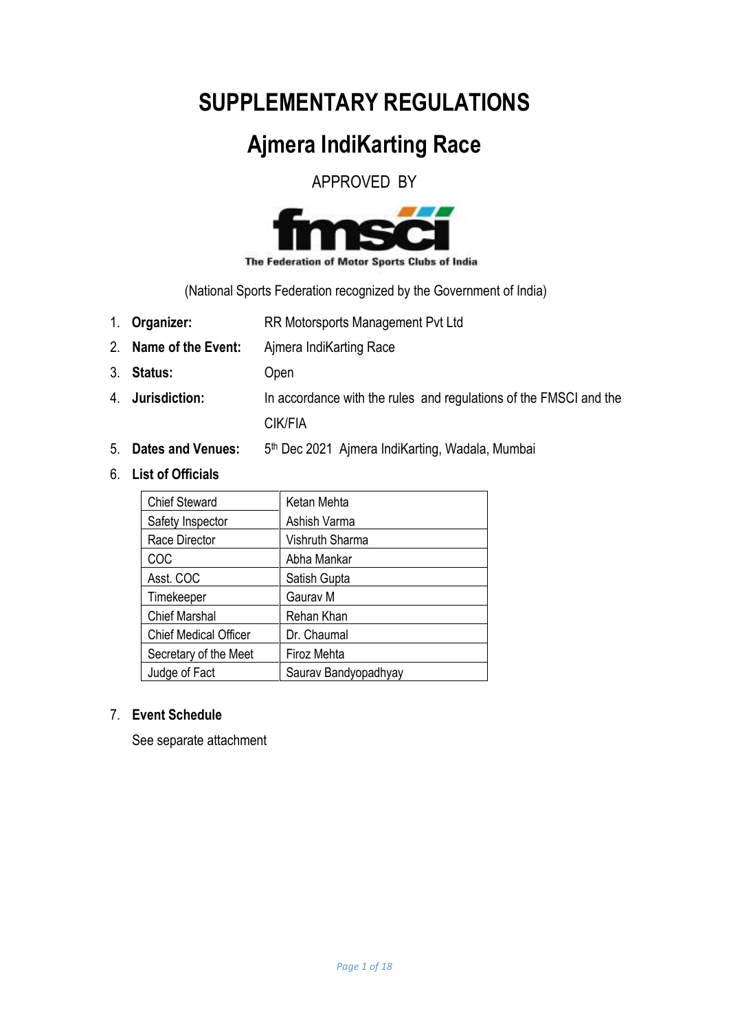# SUPPLEMENTARY REGULATIONS

## Ajmera IndiKarting Race

APPROVED BY

The Federation of Motor Sports Clubs of India

(National Sports Federation recognized by the Government of India)

1. **Organizer:** RR Motorsports Management Pvt Ltd
2. **Name of the Event:** Ajmera IndiKarting Race
3. **Status:** Open
4. **Jurisdiction:** In accordance with the rules and regulations of the FMSCI and the CIK/FIA
5. **Dates and Venues:** 5th Dec 2021 Ajmera IndiKarting, Wadala, Mumbai
6. **List of Officials**

| | |
|---|---|
| Chief Steward | Ketan Mehta |
| Safety Inspector | Ashish Varma |
| Race Director | Vishruth Sharma |
| COC | Abha Mankar |
| Asst. COC | Satish Gupta |
| Timekeeper | Gaurav M |
| Chief Marshal | Rehan Khan |
| Chief Medical Officer | Dr. Chaumal |
| Secretary of the Meet | Firoz Mehta |
| Judge of Fact | Saurav Bandyopadhyay |

7. **Event Schedule**

   See separate attachment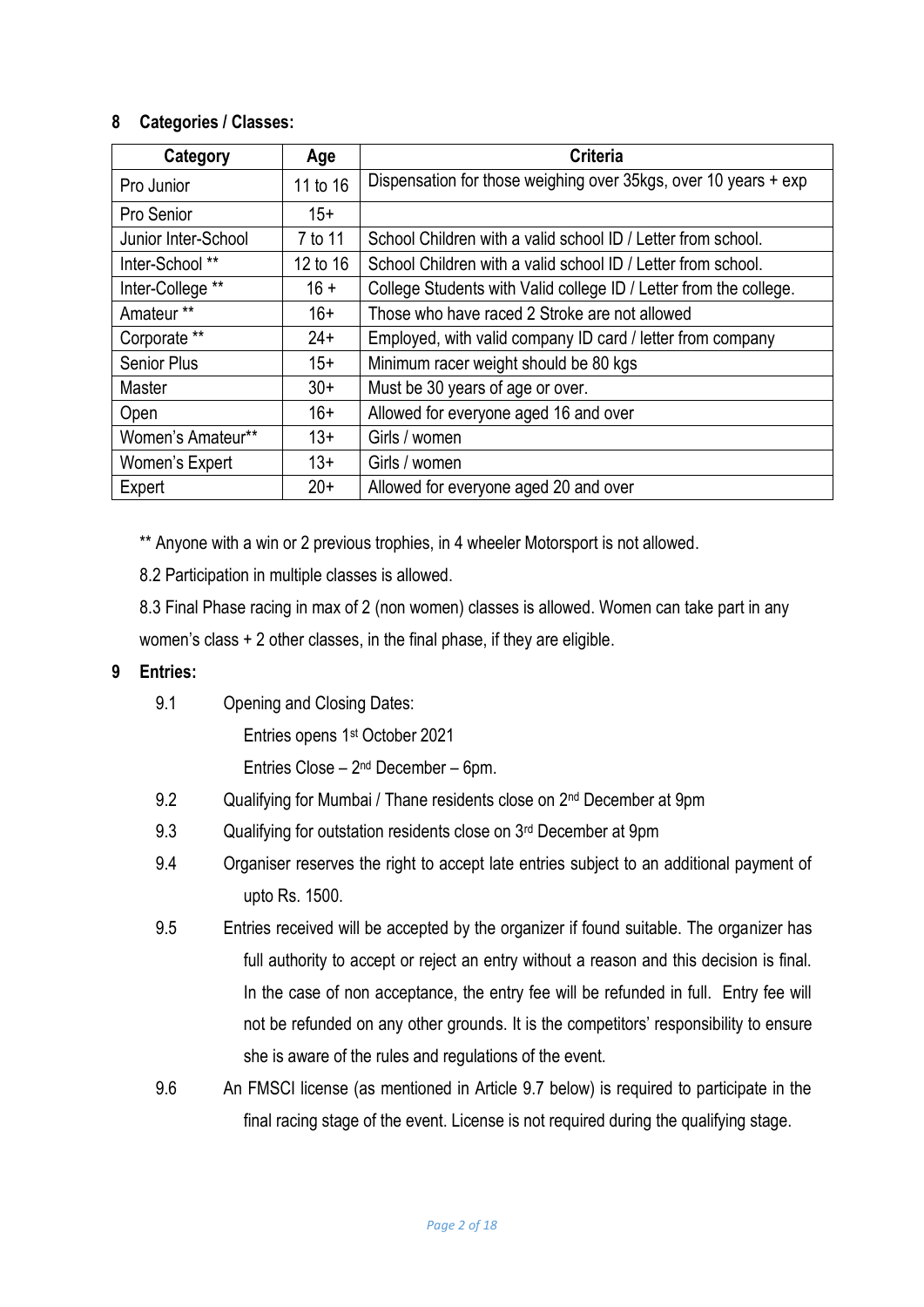## 8 Categories / Classes:

| Category | Age | Criteria |
|---|---|---|
| Pro Junior | 11 to 16 | Dispensation for those weighing over 35kgs, over 10 years + exp |
| Pro Senior | 15+ | |
| Junior Inter-School | 7 to 11 | School Children with a valid school ID / Letter from school. |
| Inter-School ** | 12 to 16 | School Children with a valid school ID / Letter from school. |
| Inter-College ** | 16 + | College Students with Valid college ID / Letter from the college. |
| Amateur ** | 16+ | Those who have raced 2 Stroke are not allowed |
| Corporate ** | 24+ | Employed, with valid company ID card / letter from company |
| Senior Plus | 15+ | Minimum racer weight should be 80 kgs |
| Master | 30+ | Must be 30 years of age or over. |
| Open | 16+ | Allowed for everyone aged 16 and over |
| Women's Amateur** | 13+ | Girls / women |
| Women's Expert | 13+ | Girls / women |
| Expert | 20+ | Allowed for everyone aged 20 and over |

** Anyone with a win or 2 previous trophies, in 4 wheeler Motorsport is not allowed.

8.2 Participation in multiple classes is allowed.

8.3 Final Phase racing in max of 2 (non women) classes is allowed. Women can take part in any women's class + 2 other classes, in the final phase, if they are eligible.

## 9 Entries:

9.1 Opening and Closing Dates:

Entries opens 1st October 2021

Entries Close – 2nd December – 6pm.

9.2 Qualifying for Mumbai / Thane residents close on 2nd December at 9pm

9.3 Qualifying for outstation residents close on 3rd December at 9pm

9.4 Organiser reserves the right to accept late entries subject to an additional payment of upto Rs. 1500.

9.5 Entries received will be accepted by the organizer if found suitable. The organizer has full authority to accept or reject an entry without a reason and this decision is final. In the case of non acceptance, the entry fee will be refunded in full. Entry fee will not be refunded on any other grounds. It is the competitors' responsibility to ensure she is aware of the rules and regulations of the event.

9.6 An FMSCI license (as mentioned in Article 9.7 below) is required to participate in the final racing stage of the event. License is not required during the qualifying stage.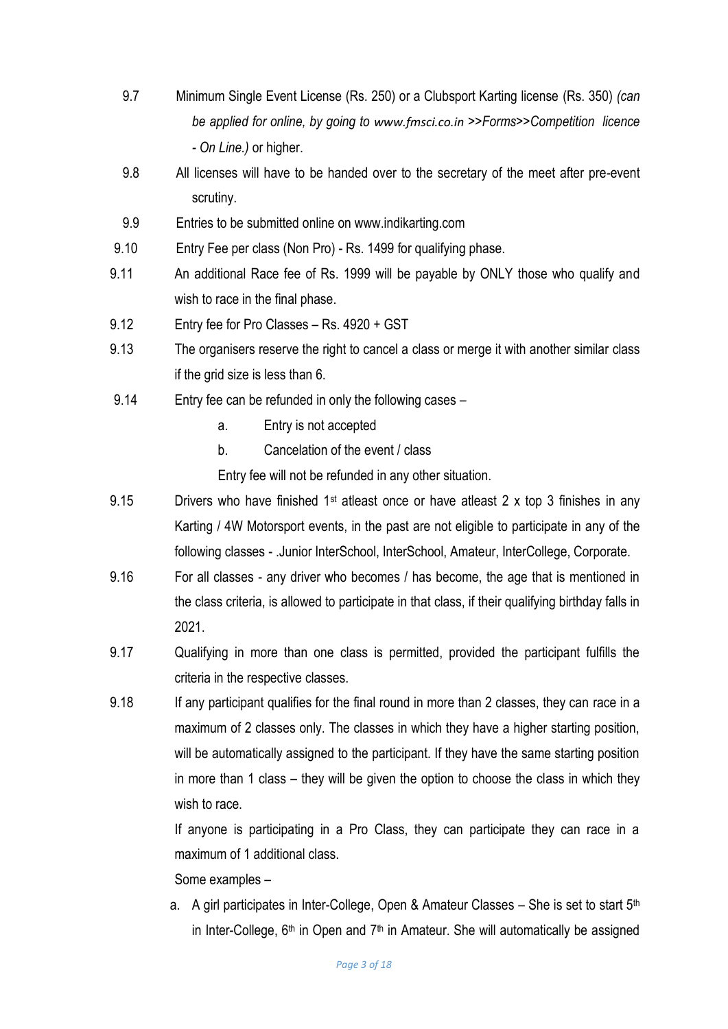9.7 Minimum Single Event License (Rs. 250) or a Clubsport Karting license (Rs. 350) *(can be applied for online, by going to www.fmsci.co.in >>Forms>>Competition licence - On Line.)* or higher.

9.8 All licenses will have to be handed over to the secretary of the meet after pre-event scrutiny.

9.9 Entries to be submitted online on www.indikarting.com

9.10 Entry Fee per class (Non Pro) - Rs. 1499 for qualifying phase.

9.11 An additional Race fee of Rs. 1999 will be payable by ONLY those who qualify and wish to race in the final phase.

9.12 Entry fee for Pro Classes – Rs. 4920 + GST

9.13 The organisers reserve the right to cancel a class or merge it with another similar class if the grid size is less than 6.

9.14 Entry fee can be refunded in only the following cases –

a. Entry is not accepted

b. Cancelation of the event / class

Entry fee will not be refunded in any other situation.

9.15 Drivers who have finished 1st atleast once or have atleast 2 x top 3 finishes in any Karting / 4W Motorsport events, in the past are not eligible to participate in any of the following classes - .Junior InterSchool, InterSchool, Amateur, InterCollege, Corporate.

9.16 For all classes - any driver who becomes / has become, the age that is mentioned in the class criteria, is allowed to participate in that class, if their qualifying birthday falls in 2021.

9.17 Qualifying in more than one class is permitted, provided the participant fulfills the criteria in the respective classes.

9.18 If any participant qualifies for the final round in more than 2 classes, they can race in a maximum of 2 classes only. The classes in which they have a higher starting position, will be automatically assigned to the participant. If they have the same starting position in more than 1 class – they will be given the option to choose the class in which they wish to race.

If anyone is participating in a Pro Class, they can participate they can race in a maximum of 1 additional class.

Some examples –

a. A girl participates in Inter-College, Open & Amateur Classes – She is set to start 5th in Inter-College, 6th in Open and 7th in Amateur. She will automatically be assigned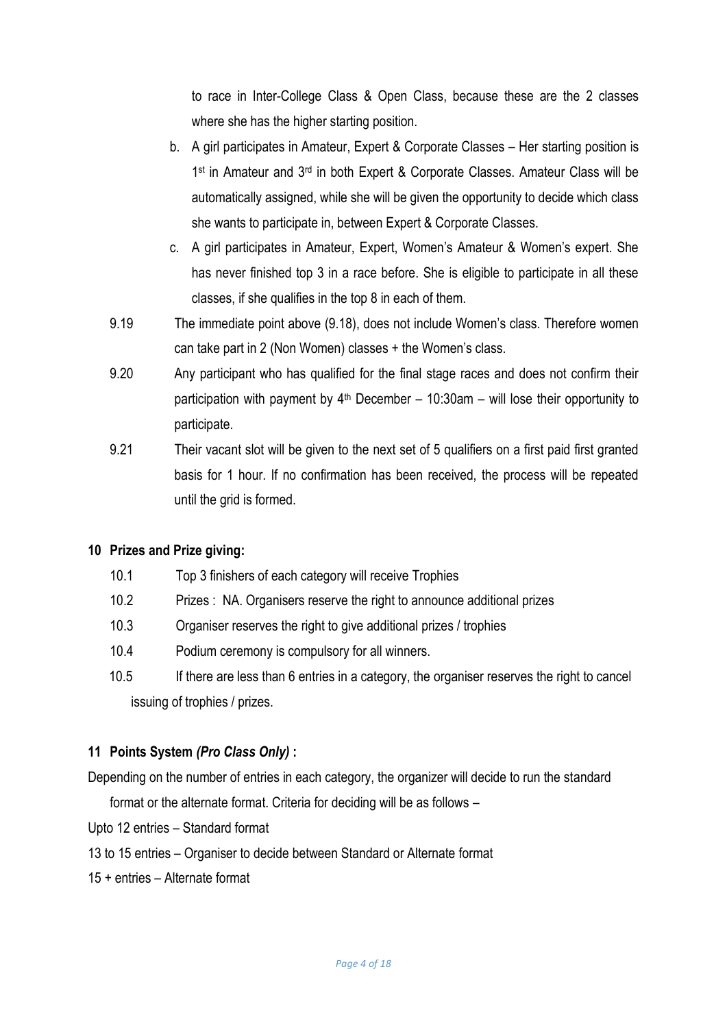to race in Inter-College Class & Open Class, because these are the 2 classes where she has the higher starting position.

   b. A girl participates in Amateur, Expert & Corporate Classes – Her starting position is 1st in Amateur and 3rd in both Expert & Corporate Classes. Amateur Class will be automatically assigned, while she will be given the opportunity to decide which class she wants to participate in, between Expert & Corporate Classes.

   c. A girl participates in Amateur, Expert, Women's Amateur & Women's expert. She has never finished top 3 in a race before. She is eligible to participate in all these classes, if she qualifies in the top 8 in each of them.

9.19 The immediate point above (9.18), does not include Women's class. Therefore women can take part in 2 (Non Women) classes + the Women's class.

9.20 Any participant who has qualified for the final stage races and does not confirm their participation with payment by 4th December – 10:30am – will lose their opportunity to participate.

9.21 Their vacant slot will be given to the next set of 5 qualifiers on a first paid first granted basis for 1 hour. If no confirmation has been received, the process will be repeated until the grid is formed.

## 10 Prizes and Prize giving:

10.1 Top 3 finishers of each category will receive Trophies

10.2 Prizes : NA. Organisers reserve the right to announce additional prizes

10.3 Organiser reserves the right to give additional prizes / trophies

10.4 Podium ceremony is compulsory for all winners.

10.5 If there are less than 6 entries in a category, the organiser reserves the right to cancel issuing of trophies / prizes.

## 11 Points System *(Pro Class Only)* :

Depending on the number of entries in each category, the organizer will decide to run the standard format or the alternate format. Criteria for deciding will be as follows –

Upto 12 entries – Standard format

13 to 15 entries – Organiser to decide between Standard or Alternate format

15 + entries – Alternate format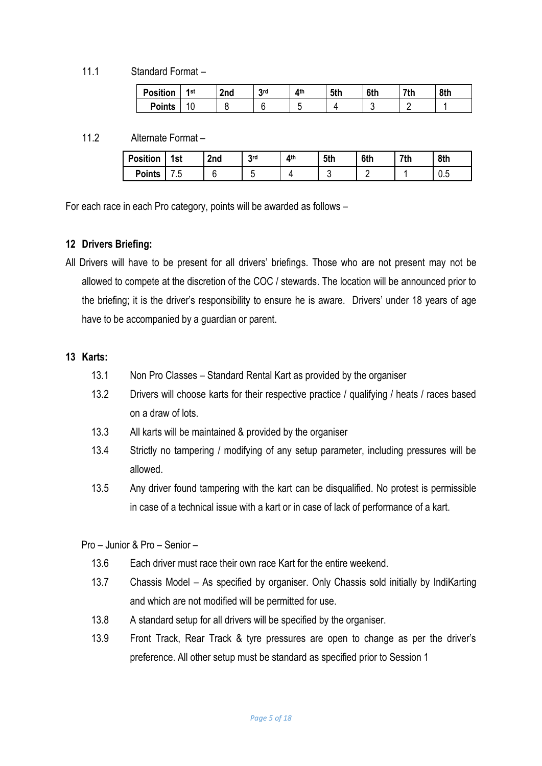11.1 Standard Format –

| Position | 1st | 2nd | 3rd | 4th | 5th | 6th | 7th | 8th |
|---|---|---|---|---|---|---|---|---|
| Points | 10 | 8 | 6 | 5 | 4 | 3 | 2 | 1 |

11.2 Alternate Format –

| Position | 1st | 2nd | 3rd | 4th | 5th | 6th | 7th | 8th |
|---|---|---|---|---|---|---|---|---|
| Points | 7.5 | 6 | 5 | 4 | 3 | 2 | 1 | 0.5 |

For each race in each Pro category, points will be awarded as follows –

## 12 Drivers Briefing:

All Drivers will have to be present for all drivers' briefings. Those who are not present may not be allowed to compete at the discretion of the COC / stewards. The location will be announced prior to the briefing; it is the driver's responsibility to ensure he is aware. Drivers' under 18 years of age have to be accompanied by a guardian or parent.

## 13 Karts:

13.1 Non Pro Classes – Standard Rental Kart as provided by the organiser

13.2 Drivers will choose karts for their respective practice / qualifying / heats / races based on a draw of lots.

13.3 All karts will be maintained & provided by the organiser

13.4 Strictly no tampering / modifying of any setup parameter, including pressures will be allowed.

13.5 Any driver found tampering with the kart can be disqualified. No protest is permissible in case of a technical issue with a kart or in case of lack of performance of a kart.

Pro – Junior & Pro – Senior –

13.6 Each driver must race their own race Kart for the entire weekend.

13.7 Chassis Model – As specified by organiser. Only Chassis sold initially by IndiKarting and which are not modified will be permitted for use.

13.8 A standard setup for all drivers will be specified by the organiser.

13.9 Front Track, Rear Track & tyre pressures are open to change as per the driver's preference. All other setup must be standard as specified prior to Session 1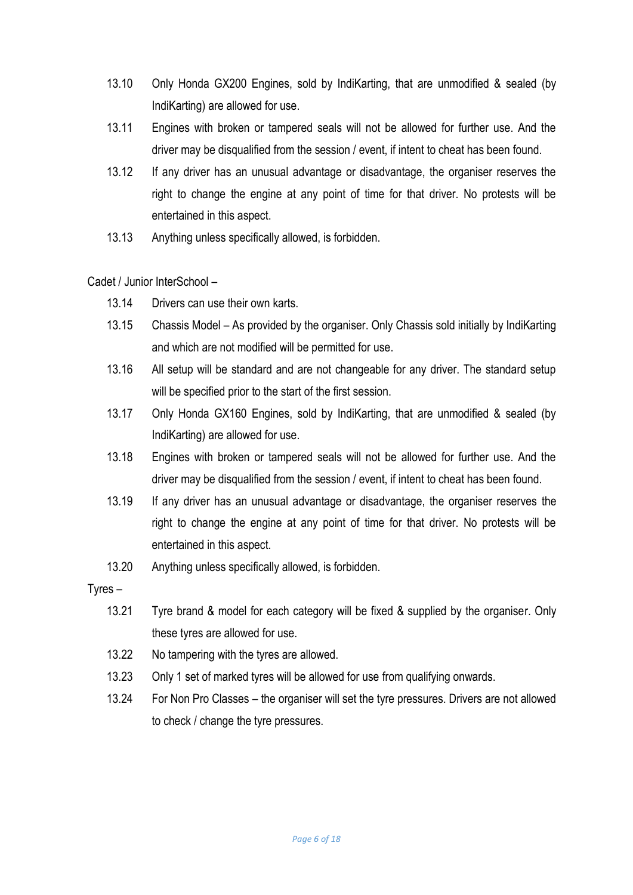13.10 Only Honda GX200 Engines, sold by IndiKarting, that are unmodified & sealed (by IndiKarting) are allowed for use.

13.11 Engines with broken or tampered seals will not be allowed for further use. And the driver may be disqualified from the session / event, if intent to cheat has been found.

13.12 If any driver has an unusual advantage or disadvantage, the organiser reserves the right to change the engine at any point of time for that driver. No protests will be entertained in this aspect.

13.13 Anything unless specifically allowed, is forbidden.

Cadet / Junior InterSchool –

13.14 Drivers can use their own karts.

13.15 Chassis Model – As provided by the organiser. Only Chassis sold initially by IndiKarting and which are not modified will be permitted for use.

13.16 All setup will be standard and are not changeable for any driver. The standard setup will be specified prior to the start of the first session.

13.17 Only Honda GX160 Engines, sold by IndiKarting, that are unmodified & sealed (by IndiKarting) are allowed for use.

13.18 Engines with broken or tampered seals will not be allowed for further use. And the driver may be disqualified from the session / event, if intent to cheat has been found.

13.19 If any driver has an unusual advantage or disadvantage, the organiser reserves the right to change the engine at any point of time for that driver. No protests will be entertained in this aspect.

13.20 Anything unless specifically allowed, is forbidden.

Tyres –

13.21 Tyre brand & model for each category will be fixed & supplied by the organiser. Only these tyres are allowed for use.

13.22 No tampering with the tyres are allowed.

13.23 Only 1 set of marked tyres will be allowed for use from qualifying onwards.

13.24 For Non Pro Classes – the organiser will set the tyre pressures. Drivers are not allowed to check / change the tyre pressures.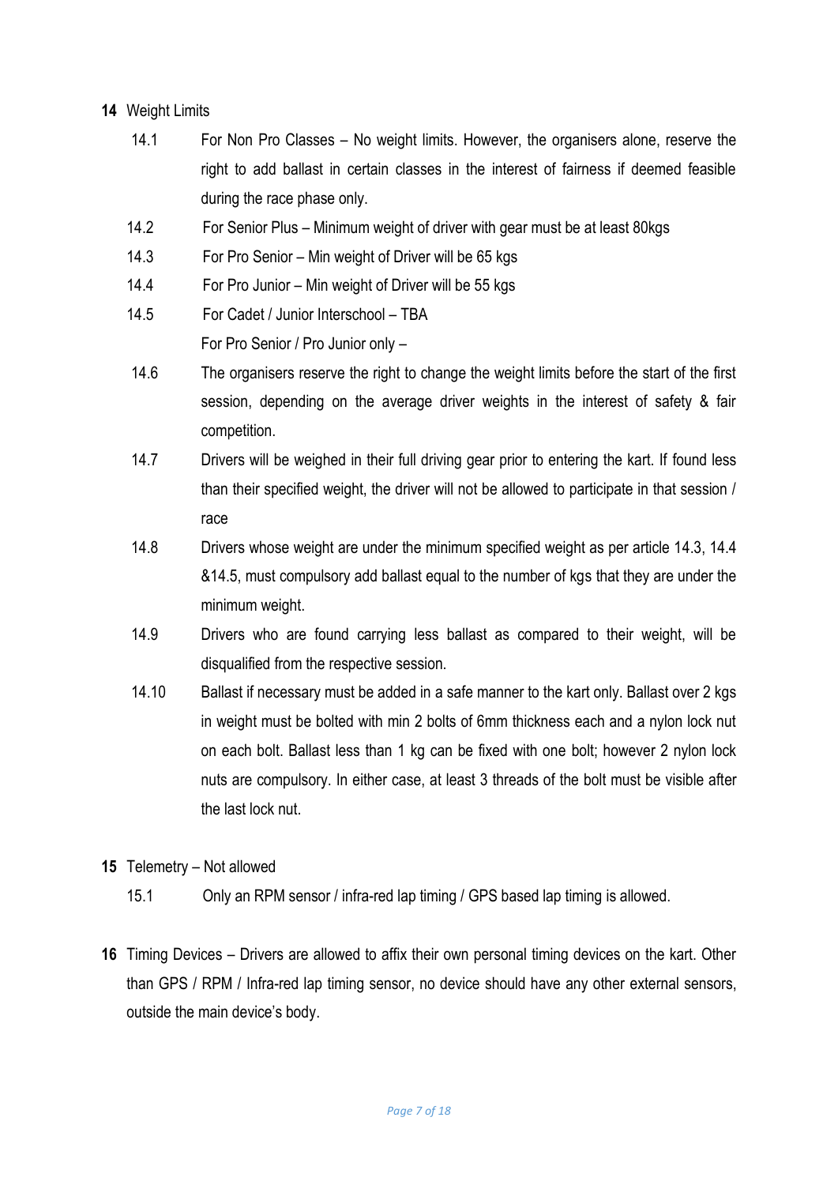**14** Weight Limits

14.1 For Non Pro Classes – No weight limits. However, the organisers alone, reserve the right to add ballast in certain classes in the interest of fairness if deemed feasible during the race phase only.

14.2 For Senior Plus – Minimum weight of driver with gear must be at least 80kgs

14.3 For Pro Senior – Min weight of Driver will be 65 kgs

14.4 For Pro Junior – Min weight of Driver will be 55 kgs

14.5 For Cadet / Junior Interschool – TBA

For Pro Senior / Pro Junior only –

14.6 The organisers reserve the right to change the weight limits before the start of the first session, depending on the average driver weights in the interest of safety & fair competition.

14.7 Drivers will be weighed in their full driving gear prior to entering the kart. If found less than their specified weight, the driver will not be allowed to participate in that session / race

14.8 Drivers whose weight are under the minimum specified weight as per article 14.3, 14.4 &14.5, must compulsory add ballast equal to the number of kgs that they are under the minimum weight.

14.9 Drivers who are found carrying less ballast as compared to their weight, will be disqualified from the respective session.

14.10 Ballast if necessary must be added in a safe manner to the kart only. Ballast over 2 kgs in weight must be bolted with min 2 bolts of 6mm thickness each and a nylon lock nut on each bolt. Ballast less than 1 kg can be fixed with one bolt; however 2 nylon lock nuts are compulsory. In either case, at least 3 threads of the bolt must be visible after the last lock nut.

**15** Telemetry – Not allowed

15.1 Only an RPM sensor / infra-red lap timing / GPS based lap timing is allowed.

**16** Timing Devices – Drivers are allowed to affix their own personal timing devices on the kart. Other than GPS / RPM / Infra-red lap timing sensor, no device should have any other external sensors, outside the main device's body.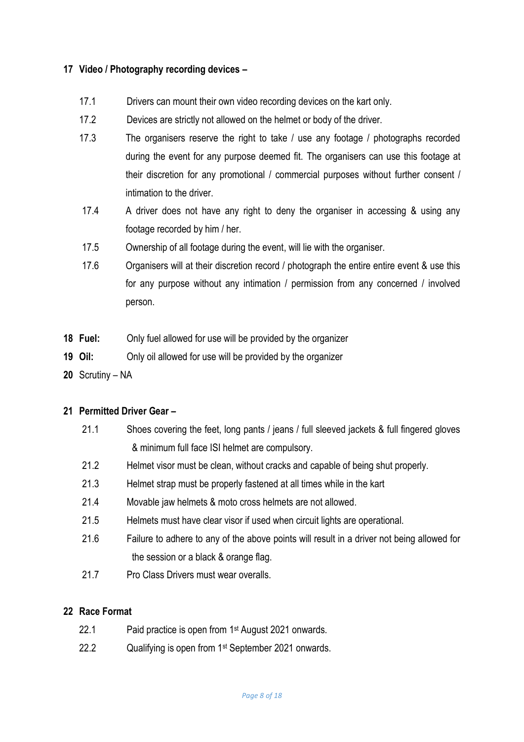## 17 Video / Photography recording devices –

17.1 Drivers can mount their own video recording devices on the kart only.

17.2 Devices are strictly not allowed on the helmet or body of the driver.

17.3 The organisers reserve the right to take / use any footage / photographs recorded during the event for any purpose deemed fit. The organisers can use this footage at their discretion for any promotional / commercial purposes without further consent / intimation to the driver.

17.4 A driver does not have any right to deny the organiser in accessing & using any footage recorded by him / her.

17.5 Ownership of all footage during the event, will lie with the organiser.

17.6 Organisers will at their discretion record / photograph the entire entire event & use this for any purpose without any intimation / permission from any concerned / involved person.

**18 Fuel:** Only fuel allowed for use will be provided by the organizer

**19 Oil:** Only oil allowed for use will be provided by the organizer

**20** Scrutiny – NA

## 21 Permitted Driver Gear –

21.1 Shoes covering the feet, long pants / jeans / full sleeved jackets & full fingered gloves & minimum full face ISI helmet are compulsory.

21.2 Helmet visor must be clean, without cracks and capable of being shut properly.

21.3 Helmet strap must be properly fastened at all times while in the kart

21.4 Movable jaw helmets & moto cross helmets are not allowed.

21.5 Helmets must have clear visor if used when circuit lights are operational.

21.6 Failure to adhere to any of the above points will result in a driver not being allowed for the session or a black & orange flag.

21.7 Pro Class Drivers must wear overalls.

## 22 Race Format

22.1 Paid practice is open from 1st August 2021 onwards.

22.2 Qualifying is open from 1st September 2021 onwards.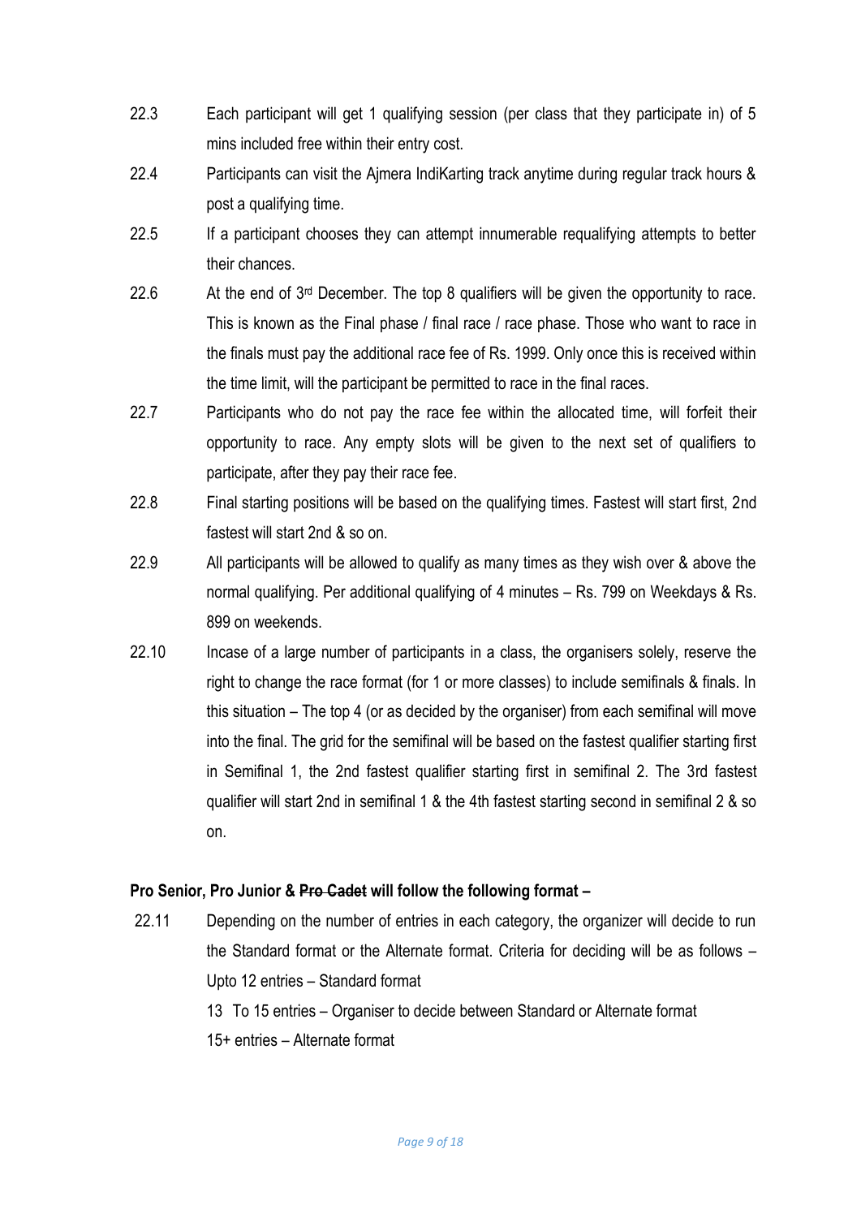22.3 Each participant will get 1 qualifying session (per class that they participate in) of 5 mins included free within their entry cost.

22.4 Participants can visit the Ajmera IndiKarting track anytime during regular track hours & post a qualifying time.

22.5 If a participant chooses they can attempt innumerable requalifying attempts to better their chances.

22.6 At the end of 3rd December. The top 8 qualifiers will be given the opportunity to race. This is known as the Final phase / final race / race phase. Those who want to race in the finals must pay the additional race fee of Rs. 1999. Only once this is received within the time limit, will the participant be permitted to race in the final races.

22.7 Participants who do not pay the race fee within the allocated time, will forfeit their opportunity to race. Any empty slots will be given to the next set of qualifiers to participate, after they pay their race fee.

22.8 Final starting positions will be based on the qualifying times. Fastest will start first, 2nd fastest will start 2nd & so on.

22.9 All participants will be allowed to qualify as many times as they wish over & above the normal qualifying. Per additional qualifying of 4 minutes – Rs. 799 on Weekdays & Rs. 899 on weekends.

22.10 Incase of a large number of participants in a class, the organisers solely, reserve the right to change the race format (for 1 or more classes) to include semifinals & finals. In this situation – The top 4 (or as decided by the organiser) from each semifinal will move into the final. The grid for the semifinal will be based on the fastest qualifier starting first in Semifinal 1, the 2nd fastest qualifier starting first in semifinal 2. The 3rd fastest qualifier will start 2nd in semifinal 1 & the 4th fastest starting second in semifinal 2 & so on.

**Pro Senior, Pro Junior & ~~Pro Cadet~~ will follow the following format –**

22.11 Depending on the number of entries in each category, the organizer will decide to run the Standard format or the Alternate format. Criteria for deciding will be as follows –
Upto 12 entries – Standard format
13 To 15 entries – Organiser to decide between Standard or Alternate format
15+ entries – Alternate format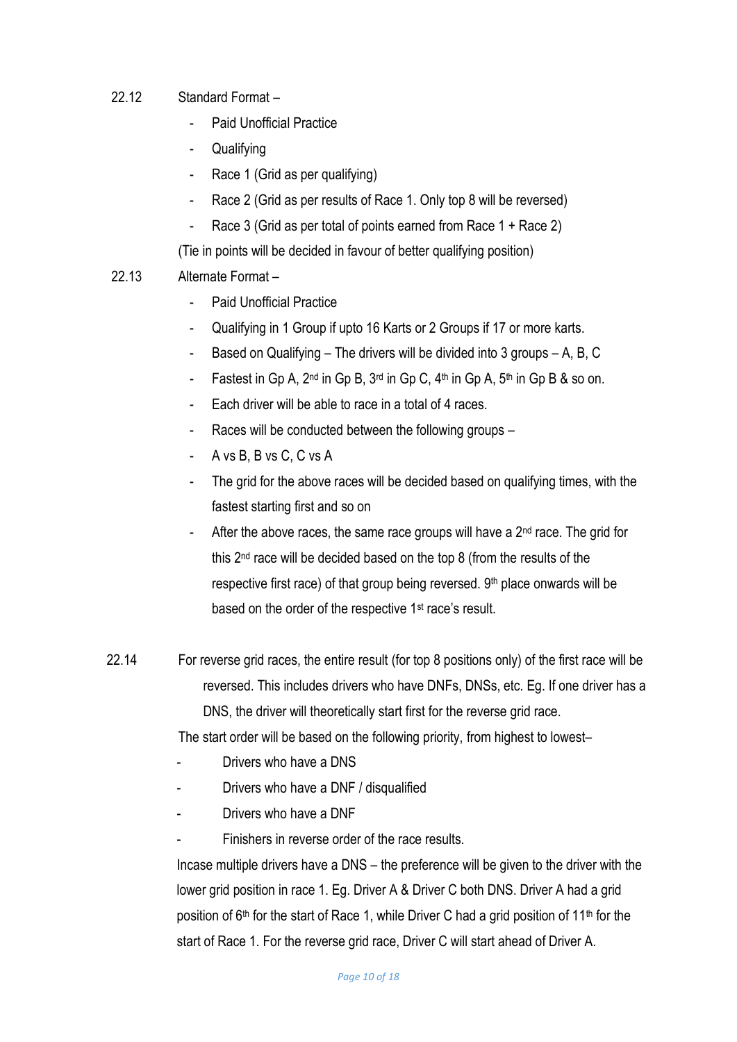22.12 Standard Format –

- Paid Unofficial Practice
- Qualifying
- Race 1 (Grid as per qualifying)
- Race 2 (Grid as per results of Race 1. Only top 8 will be reversed)
- Race 3 (Grid as per total of points earned from Race 1 + Race 2)

(Tie in points will be decided in favour of better qualifying position)

22.13 Alternate Format –

- Paid Unofficial Practice
- Qualifying in 1 Group if upto 16 Karts or 2 Groups if 17 or more karts.
- Based on Qualifying – The drivers will be divided into 3 groups – A, B, C
- Fastest in Gp A, 2nd in Gp B, 3rd in Gp C, 4th in Gp A, 5th in Gp B & so on.
- Each driver will be able to race in a total of 4 races.
- Races will be conducted between the following groups –
- A vs B, B vs C, C vs A
- The grid for the above races will be decided based on qualifying times, with the fastest starting first and so on
- After the above races, the same race groups will have a 2nd race. The grid for this 2nd race will be decided based on the top 8 (from the results of the respective first race) of that group being reversed. 9th place onwards will be based on the order of the respective 1st race's result.

22.14 For reverse grid races, the entire result (for top 8 positions only) of the first race will be reversed. This includes drivers who have DNFs, DNSs, etc. Eg. If one driver has a DNS, the driver will theoretically start first for the reverse grid race.

The start order will be based on the following priority, from highest to lowest–

- Drivers who have a DNS
- Drivers who have a DNF / disqualified
- Drivers who have a DNF
- Finishers in reverse order of the race results.

Incase multiple drivers have a DNS – the preference will be given to the driver with the lower grid position in race 1. Eg. Driver A & Driver C both DNS. Driver A had a grid position of 6th for the start of Race 1, while Driver C had a grid position of 11th for the start of Race 1. For the reverse grid race, Driver C will start ahead of Driver A.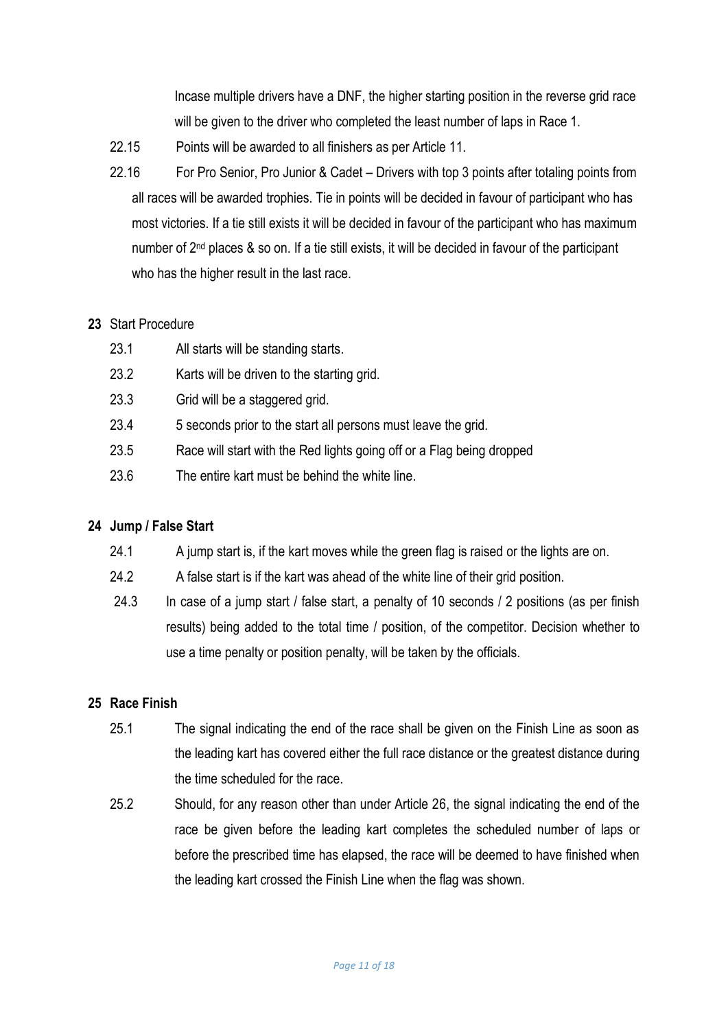Incase multiple drivers have a DNF, the higher starting position in the reverse grid race will be given to the driver who completed the least number of laps in Race 1.

22.15 Points will be awarded to all finishers as per Article 11.

22.16 For Pro Senior, Pro Junior & Cadet – Drivers with top 3 points after totaling points from all races will be awarded trophies. Tie in points will be decided in favour of participant who has most victories. If a tie still exists it will be decided in favour of the participant who has maximum number of 2nd places & so on. If a tie still exists, it will be decided in favour of the participant who has the higher result in the last race.

## 23 Start Procedure

23.1 All starts will be standing starts.

23.2 Karts will be driven to the starting grid.

23.3 Grid will be a staggered grid.

23.4 5 seconds prior to the start all persons must leave the grid.

23.5 Race will start with the Red lights going off or a Flag being dropped

23.6 The entire kart must be behind the white line.

## 24 Jump / False Start

24.1 A jump start is, if the kart moves while the green flag is raised or the lights are on.

24.2 A false start is if the kart was ahead of the white line of their grid position.

24.3 In case of a jump start / false start, a penalty of 10 seconds / 2 positions (as per finish results) being added to the total time / position, of the competitor. Decision whether to use a time penalty or position penalty, will be taken by the officials.

## 25 Race Finish

25.1 The signal indicating the end of the race shall be given on the Finish Line as soon as the leading kart has covered either the full race distance or the greatest distance during the time scheduled for the race.

25.2 Should, for any reason other than under Article 26, the signal indicating the end of the race be given before the leading kart completes the scheduled number of laps or before the prescribed time has elapsed, the race will be deemed to have finished when the leading kart crossed the Finish Line when the flag was shown.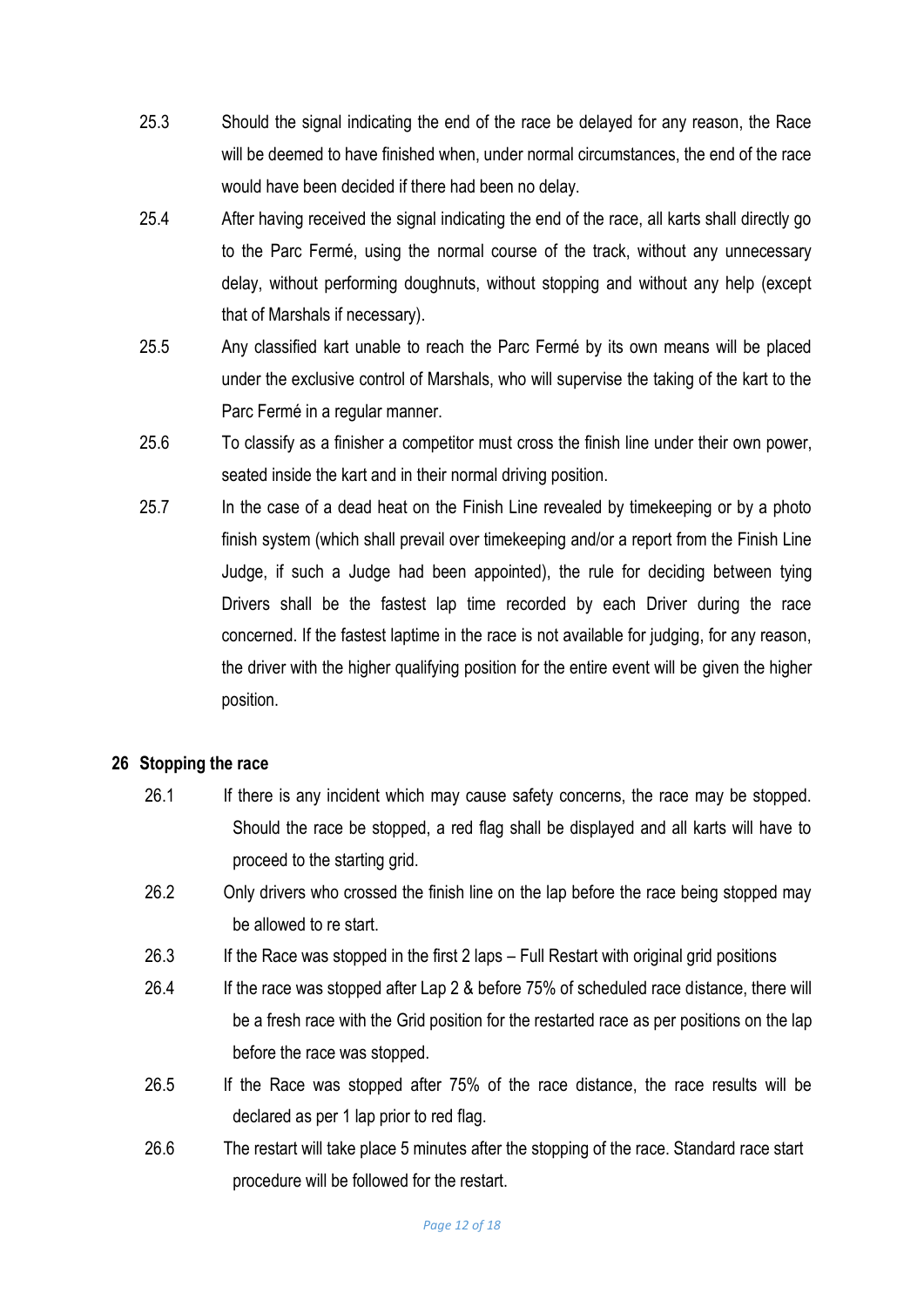25.3 Should the signal indicating the end of the race be delayed for any reason, the Race will be deemed to have finished when, under normal circumstances, the end of the race would have been decided if there had been no delay.

25.4 After having received the signal indicating the end of the race, all karts shall directly go to the Parc Fermé, using the normal course of the track, without any unnecessary delay, without performing doughnuts, without stopping and without any help (except that of Marshals if necessary).

25.5 Any classified kart unable to reach the Parc Fermé by its own means will be placed under the exclusive control of Marshals, who will supervise the taking of the kart to the Parc Fermé in a regular manner.

25.6 To classify as a finisher a competitor must cross the finish line under their own power, seated inside the kart and in their normal driving position.

25.7 In the case of a dead heat on the Finish Line revealed by timekeeping or by a photo finish system (which shall prevail over timekeeping and/or a report from the Finish Line Judge, if such a Judge had been appointed), the rule for deciding between tying Drivers shall be the fastest lap time recorded by each Driver during the race concerned. If the fastest laptime in the race is not available for judging, for any reason, the driver with the higher qualifying position for the entire event will be given the higher position.

## 26 Stopping the race

26.1 If there is any incident which may cause safety concerns, the race may be stopped. Should the race be stopped, a red flag shall be displayed and all karts will have to proceed to the starting grid.

26.2 Only drivers who crossed the finish line on the lap before the race being stopped may be allowed to re start.

26.3 If the Race was stopped in the first 2 laps – Full Restart with original grid positions

26.4 If the race was stopped after Lap 2 & before 75% of scheduled race distance, there will be a fresh race with the Grid position for the restarted race as per positions on the lap before the race was stopped.

26.5 If the Race was stopped after 75% of the race distance, the race results will be declared as per 1 lap prior to red flag.

26.6 The restart will take place 5 minutes after the stopping of the race. Standard race start procedure will be followed for the restart.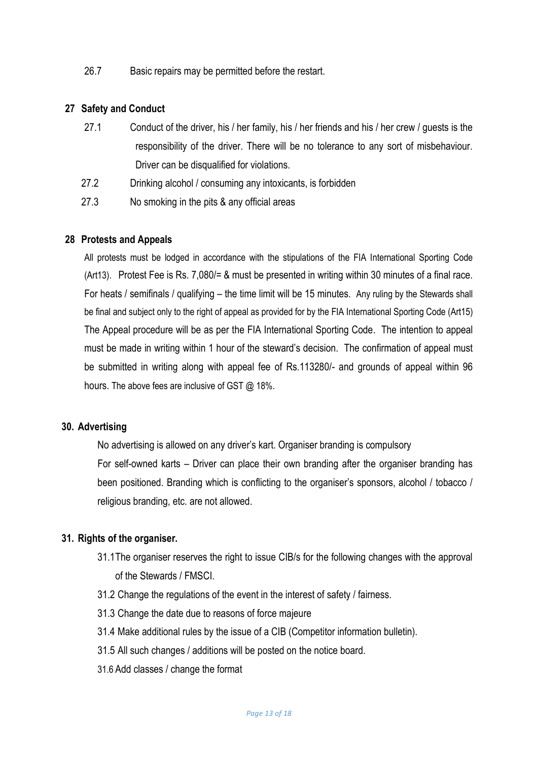26.7 Basic repairs may be permitted before the restart.

## 27 Safety and Conduct

27.1 Conduct of the driver, his / her family, his / her friends and his / her crew / guests is the responsibility of the driver. There will be no tolerance to any sort of misbehaviour. Driver can be disqualified for violations.

27.2 Drinking alcohol / consuming any intoxicants, is forbidden

27.3 No smoking in the pits & any official areas

## 28 Protests and Appeals

All protests must be lodged in accordance with the stipulations of the FIA International Sporting Code (Art13). Protest Fee is Rs. 7,080/= & must be presented in writing within 30 minutes of a final race. For heats / semifinals / qualifying – the time limit will be 15 minutes. Any ruling by the Stewards shall be final and subject only to the right of appeal as provided for by the FIA International Sporting Code (Art15) The Appeal procedure will be as per the FIA International Sporting Code. The intention to appeal must be made in writing within 1 hour of the steward's decision. The confirmation of appeal must be submitted in writing along with appeal fee of Rs.113280/- and grounds of appeal within 96 hours. The above fees are inclusive of GST @ 18%.

## 30. Advertising

No advertising is allowed on any driver's kart. Organiser branding is compulsory

For self-owned karts – Driver can place their own branding after the organiser branding has been positioned. Branding which is conflicting to the organiser's sponsors, alcohol / tobacco / religious branding, etc. are not allowed.

## 31. Rights of the organiser.

31.1 The organiser reserves the right to issue CIB/s for the following changes with the approval of the Stewards / FMSCI.

31.2 Change the regulations of the event in the interest of safety / fairness.

31.3 Change the date due to reasons of force majeure

31.4 Make additional rules by the issue of a CIB (Competitor information bulletin).

31.5 All such changes / additions will be posted on the notice board.

31.6 Add classes / change the format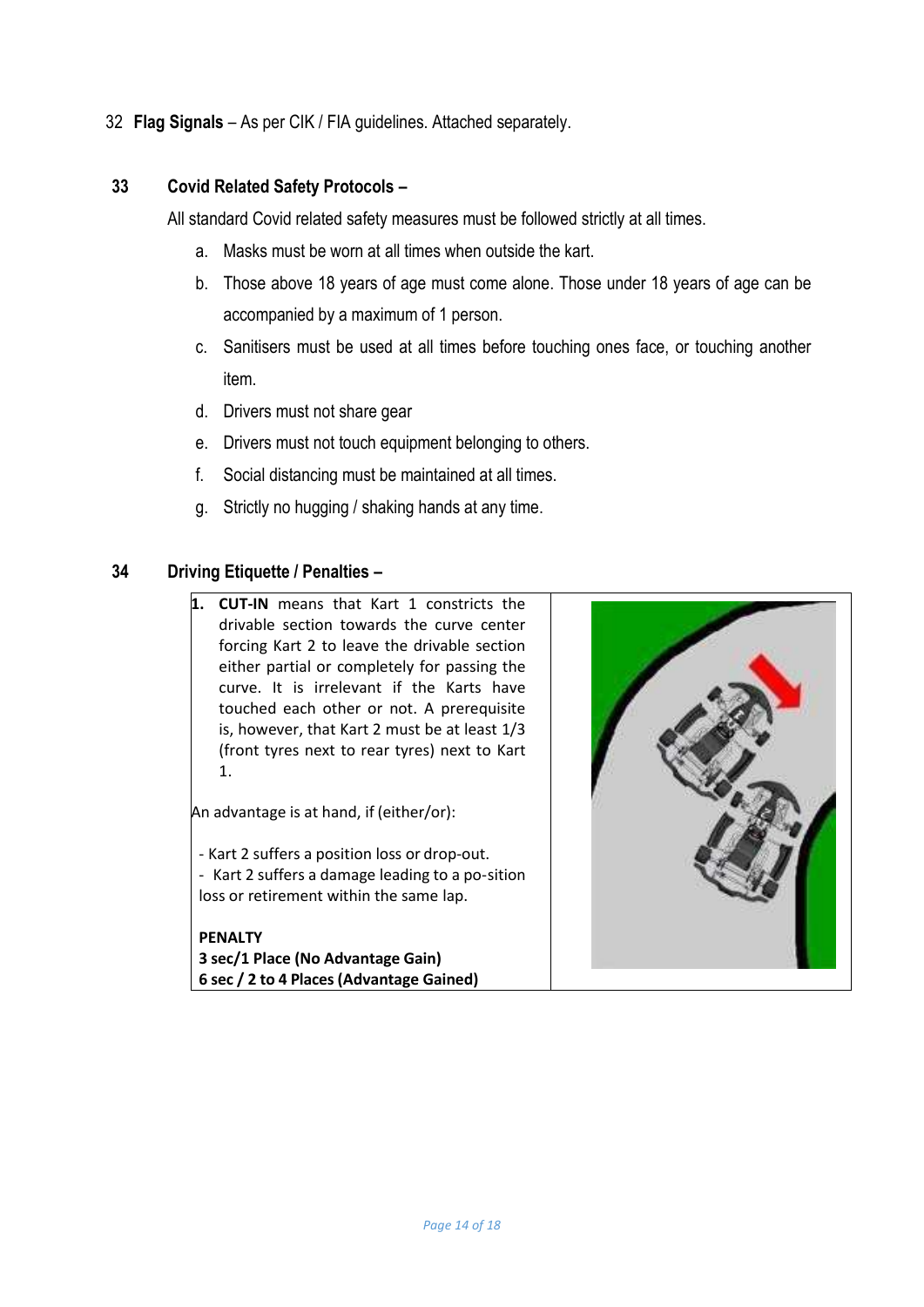32 **Flag Signals** – As per CIK / FIA guidelines. Attached separately.

## 33 Covid Related Safety Protocols –

All standard Covid related safety measures must be followed strictly at all times.

a. Masks must be worn at all times when outside the kart.

b. Those above 18 years of age must come alone. Those under 18 years of age can be accompanied by a maximum of 1 person.

c. Sanitisers must be used at all times before touching ones face, or touching another item.

d. Drivers must not share gear

e. Drivers must not touch equipment belonging to others.

f. Social distancing must be maintained at all times.

g. Strictly no hugging / shaking hands at any time.

## 34 Driving Etiquette / Penalties –

| | |
|---|---|
| **1. CUT-IN** means that Kart 1 constricts the drivable section towards the curve center forcing Kart 2 to leave the drivable section either partial or completely for passing the curve. It is irrelevant if the Karts have touched each other or not. A prerequisite is, however, that Kart 2 must be at least 1/3 (front tyres next to rear tyres) next to Kart 1.<br><br>An advantage is at hand, if (either/or):<br><br>- Kart 2 suffers a position loss or drop-out.<br>- Kart 2 suffers a damage leading to a po-sition loss or retirement within the same lap.<br><br>**PENALTY**<br>**3 sec/1 Place (No Advantage Gain)**<br>**6 sec / 2 to 4 Places (Advantage Gained)** | |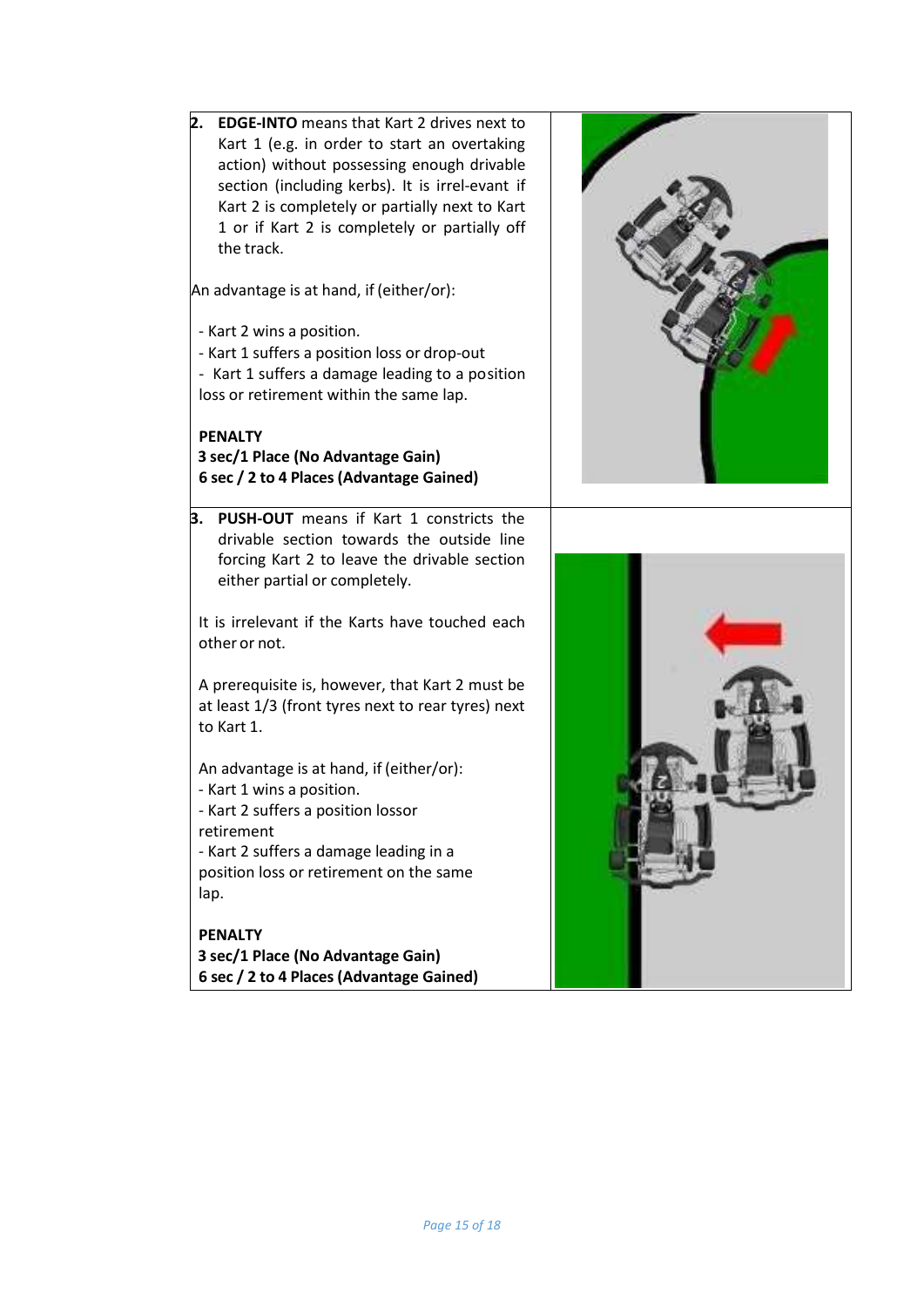**2.** **EDGE-INTO** means that Kart 2 drives next to Kart 1 (e.g. in order to start an overtaking action) without possessing enough drivable section (including kerbs). It is irrel-evant if Kart 2 is completely or partially next to Kart 1 or if Kart 2 is completely or partially off the track.

An advantage is at hand, if (either/or):

- Kart 2 wins a position.
- Kart 1 suffers a position loss or drop-out
- Kart 1 suffers a damage leading to a position loss or retirement within the same lap.

**PENALTY**
**3 sec/1 Place (No Advantage Gain)**
**6 sec / 2 to 4 Places (Advantage Gained)**

**3.** **PUSH-OUT** means if Kart 1 constricts the drivable section towards the outside line forcing Kart 2 to leave the drivable section either partial or completely.

It is irrelevant if the Karts have touched each other or not.

A prerequisite is, however, that Kart 2 must be at least 1/3 (front tyres next to rear tyres) next to Kart 1.

An advantage is at hand, if (either/or):
- Kart 1 wins a position.
- Kart 2 suffers a position lossor retirement
- Kart 2 suffers a damage leading in a position loss or retirement on the same lap.

**PENALTY**
**3 sec/1 Place (No Advantage Gain)**
**6 sec / 2 to 4 Places (Advantage Gained)**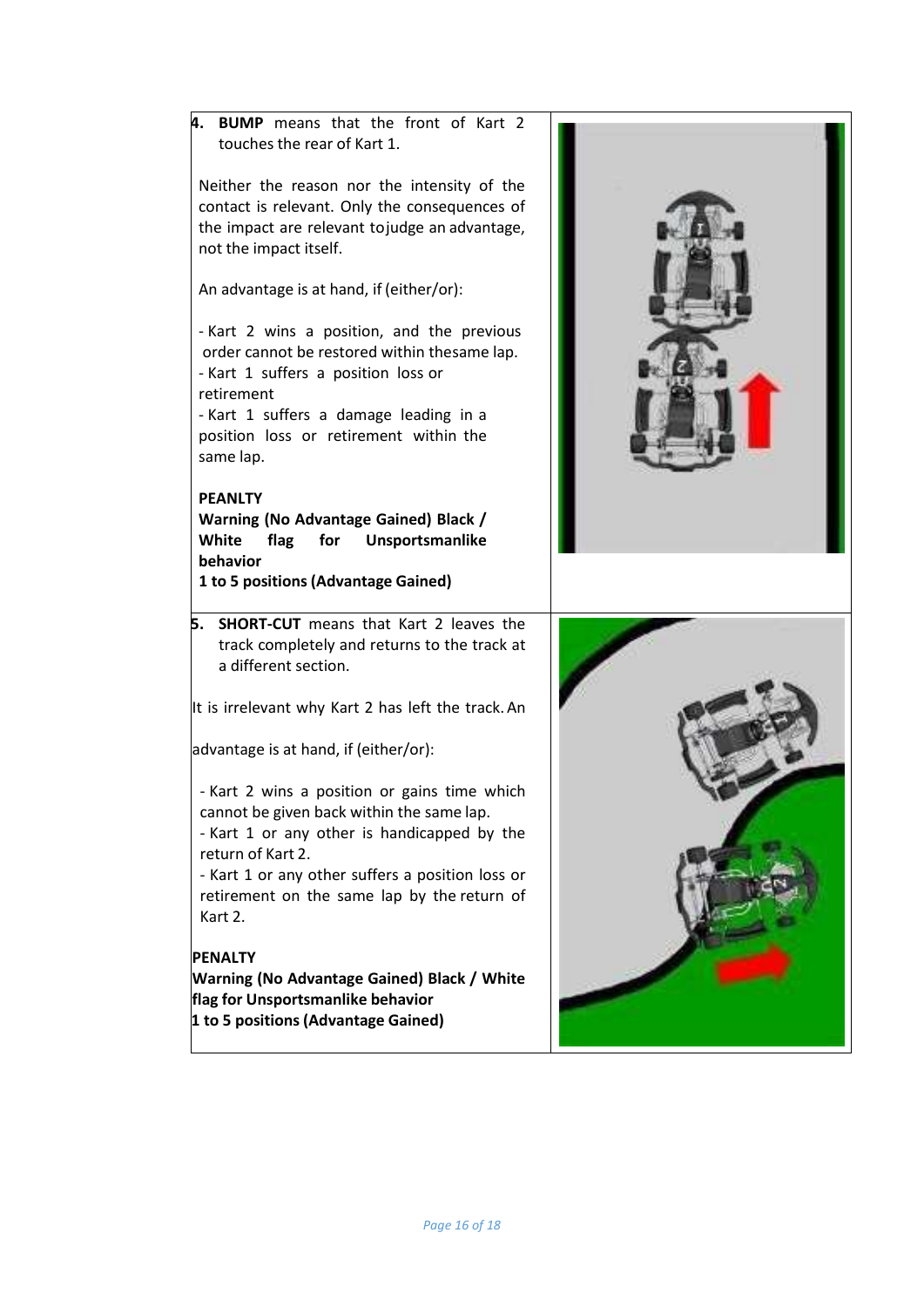4. **BUMP** means that the front of Kart 2 touches the rear of Kart 1.

Neither the reason nor the intensity of the contact is relevant. Only the consequences of the impact are relevant tojudge an advantage, not the impact itself.

An advantage is at hand, if (either/or):

- Kart 2 wins a position, and the previous order cannot be restored within thesame lap.
- Kart 1 suffers a position loss or retirement
- Kart 1 suffers a damage leading in a position loss or retirement within the same lap.

**PEANLTY**

**Warning (No Advantage Gained) Black / White flag for Unsportsmanlike behavior**

**1 to 5 positions (Advantage Gained)**

5. **SHORT-CUT** means that Kart 2 leaves the track completely and returns to the track at a different section.

It is irrelevant why Kart 2 has left the track. An advantage is at hand, if (either/or):

- Kart 2 wins a position or gains time which cannot be given back within the same lap.
- Kart 1 or any other is handicapped by the return of Kart 2.
- Kart 1 or any other suffers a position loss or retirement on the same lap by the return of Kart 2.

**PENALTY**

**Warning (No Advantage Gained) Black / White flag for Unsportsmanlike behavior**

**1 to 5 positions (Advantage Gained)**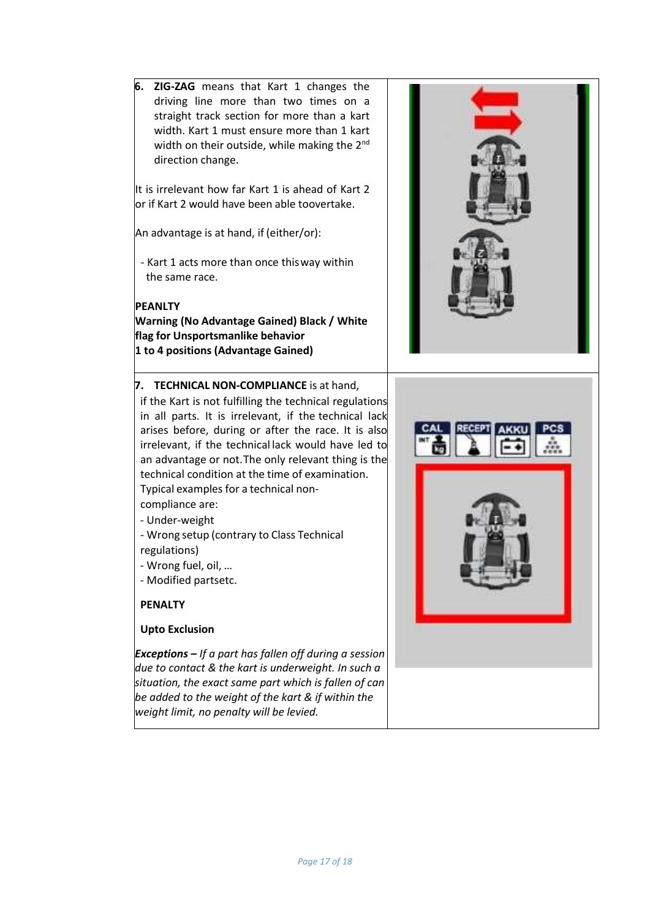**6. ZIG-ZAG** means that Kart 1 changes the driving line more than two times on a straight track section for more than a kart width. Kart 1 must ensure more than 1 kart width on their outside, while making the 2nd direction change.

It is irrelevant how far Kart 1 is ahead of Kart 2 or if Kart 2 would have been able toovertake.

An advantage is at hand, if (either/or):

- Kart 1 acts more than once thisway within the same race.

**PEANLTY**

**Warning (No Advantage Gained) Black / White flag for Unsportsmanlike behavior**

**1 to 4 positions (Advantage Gained)**

**7. TECHNICAL NON-COMPLIANCE** is at hand, if the Kart is not fulfilling the technical regulations in all parts. It is irrelevant, if the technical lack arises before, during or after the race. It is also irrelevant, if the technical lack would have led to an advantage or not.The only relevant thing is the technical condition at the time of examination. Typical examples for a technical non-compliance are:

- Under-weight
- Wrong setup (contrary to Class Technical regulations)
- Wrong fuel, oil, …
- Modified partsetc.

**PENALTY**

**Upto Exclusion**

***Exceptions –*** *If a part has fallen off during a session due to contact & the kart is underweight. In such a situation, the exact same part which is fallen of can be added to the weight of the kart & if within the weight limit, no penalty will be levied.*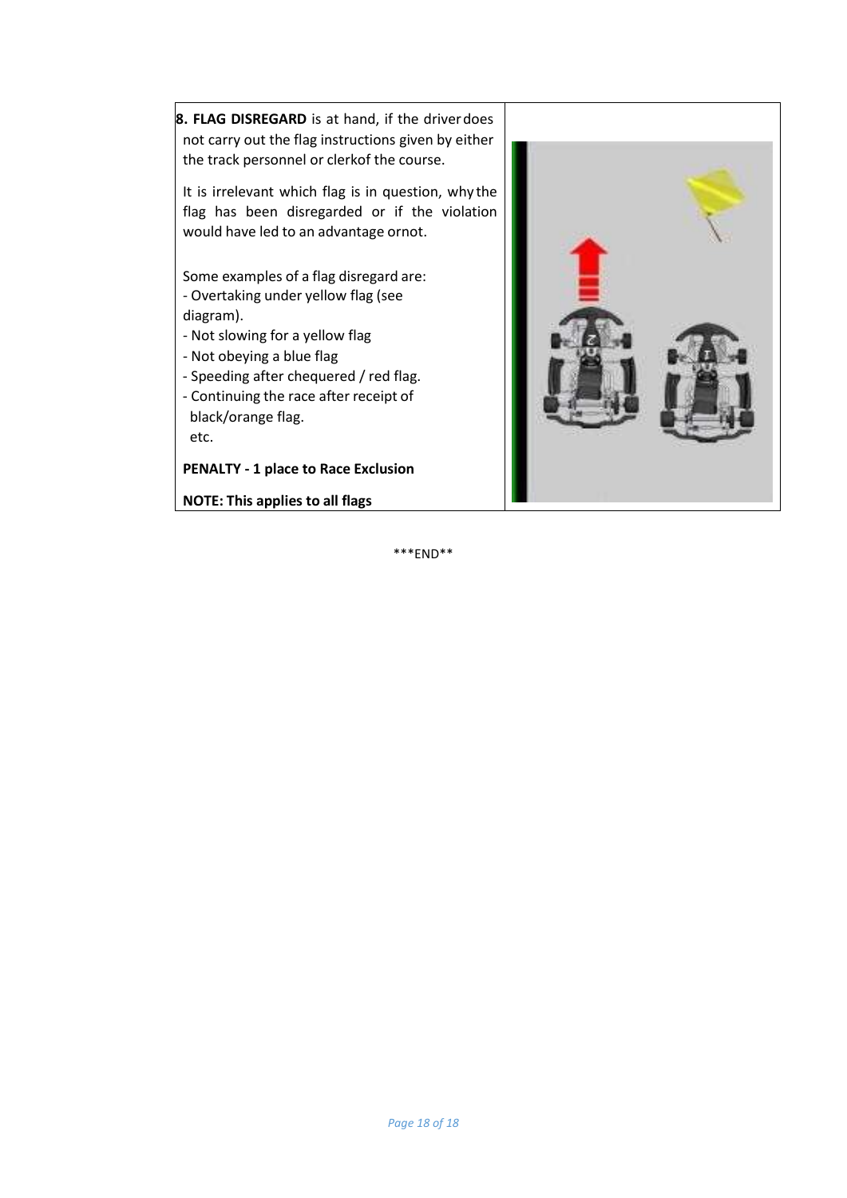**8. FLAG DISREGARD** is at hand, if the driver does not carry out the flag instructions given by either the track personnel or clerk of the course.

It is irrelevant which flag is in question, why the flag has been disregarded or if the violation would have led to an advantage or not.

Some examples of a flag disregard are:

- Overtaking under yellow flag (see diagram).
- Not slowing for a yellow flag
- Not obeying a blue flag
- Speeding after chequered / red flag.
- Continuing the race after receipt of black/orange flag.

etc.

**PENALTY - 1 place to Race Exclusion**

**NOTE: This applies to all flags**

***END**